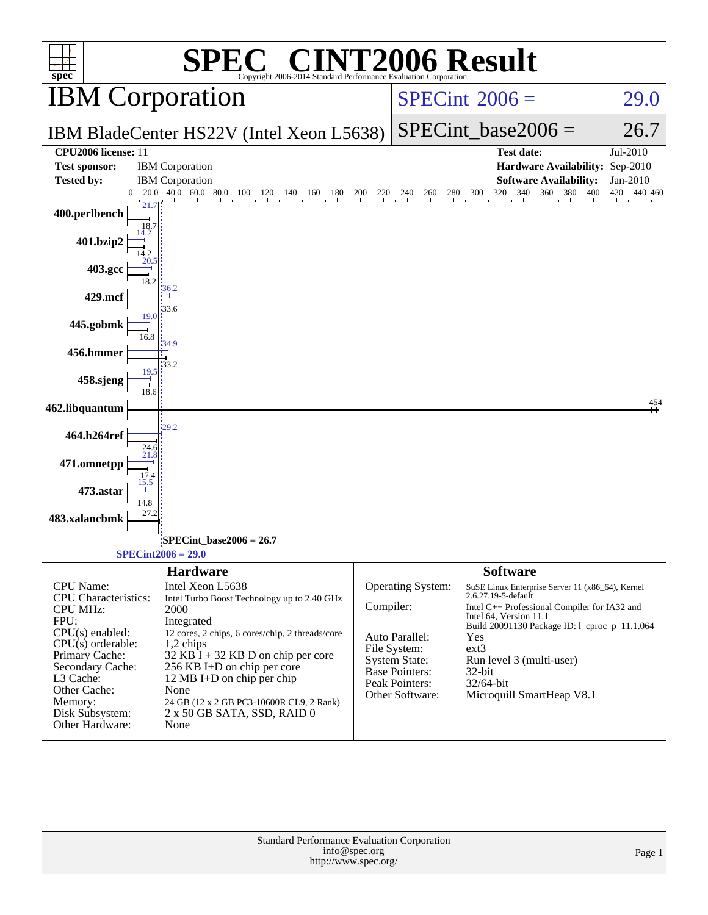# SPEC® CINT2006 Result

Copyright 2006-2014 Standard Performance Evaluation Corporation

## IBM Corporation

IBM BladeCenter HS22V (Intel Xeon L5638)

SPECint 2006 = 29.0

SPECint_base2006 = 26.7

| | | | |
|---|---|---|---|
| **CPU2006 license:** | 11 | **Test date:** | Jul-2010 |
| **Test sponsor:** | IBM Corporation | **Hardware Availability:** | Sep-2010 |
| **Tested by:** | IBM Corporation | **Software Availability:** | Jan-2010 |

| Benchmark | Peak | Base |
|---|---|---|
| 400.perlbench | 21.7 | 18.7 |
| 401.bzip2 | 14.2 | 14.2 |
| 403.gcc | 20.5 | 18.2 |
| 429.mcf | 36.2 | 33.6 |
| 445.gobmk | 19.0 | 16.8 |
| 456.hmmer | 34.9 | 33.2 |
| 458.sjeng | 19.5 | 18.6 |
| 462.libquantum | 454 | 454 |
| 464.h264ref | 29.2 | 24.6 |
| 471.omnetpp | 21.8 | 17.4 |
| 473.astar | 15.5 | 14.8 |
| 483.xalancbmk | 27.2 | 27.2 |

SPECint_base2006 = 26.7

SPECint2006 = 29.0

## Hardware

| | |
|---|---|
| CPU Name: | Intel Xeon L5638 |
| CPU Characteristics: | Intel Turbo Boost Technology up to 2.40 GHz |
| CPU MHz: | 2000 |
| FPU: | Integrated |
| CPU(s) enabled: | 12 cores, 2 chips, 6 cores/chip, 2 threads/core |
| CPU(s) orderable: | 1,2 chips |
| Primary Cache: | 32 KB I + 32 KB D on chip per core |
| Secondary Cache: | 256 KB I+D on chip per core |
| L3 Cache: | 12 MB I+D on chip per chip |
| Other Cache: | None |
| Memory: | 24 GB (12 x 2 GB PC3-10600R CL9, 2 Rank) |
| Disk Subsystem: | 2 x 50 GB SATA, SSD, RAID 0 |
| Other Hardware: | None |

## Software

| | |
|---|---|
| Operating System: | SuSE Linux Enterprise Server 11 (x86_64), Kernel 2.6.27.19-5-default |
| Compiler: | Intel C++ Professional Compiler for IA32 and Intel 64, Version 11.1 Build 20091130 Package ID: l_cproc_p_11.1.064 |
| Auto Parallel: | Yes |
| File System: | ext3 |
| System State: | Run level 3 (multi-user) |
| Base Pointers: | 32-bit |
| Peak Pointers: | 32/64-bit |
| Other Software: | Microquill SmartHeap V8.1 |

Standard Performance Evaluation Corporation
info@spec.org
http://www.spec.org/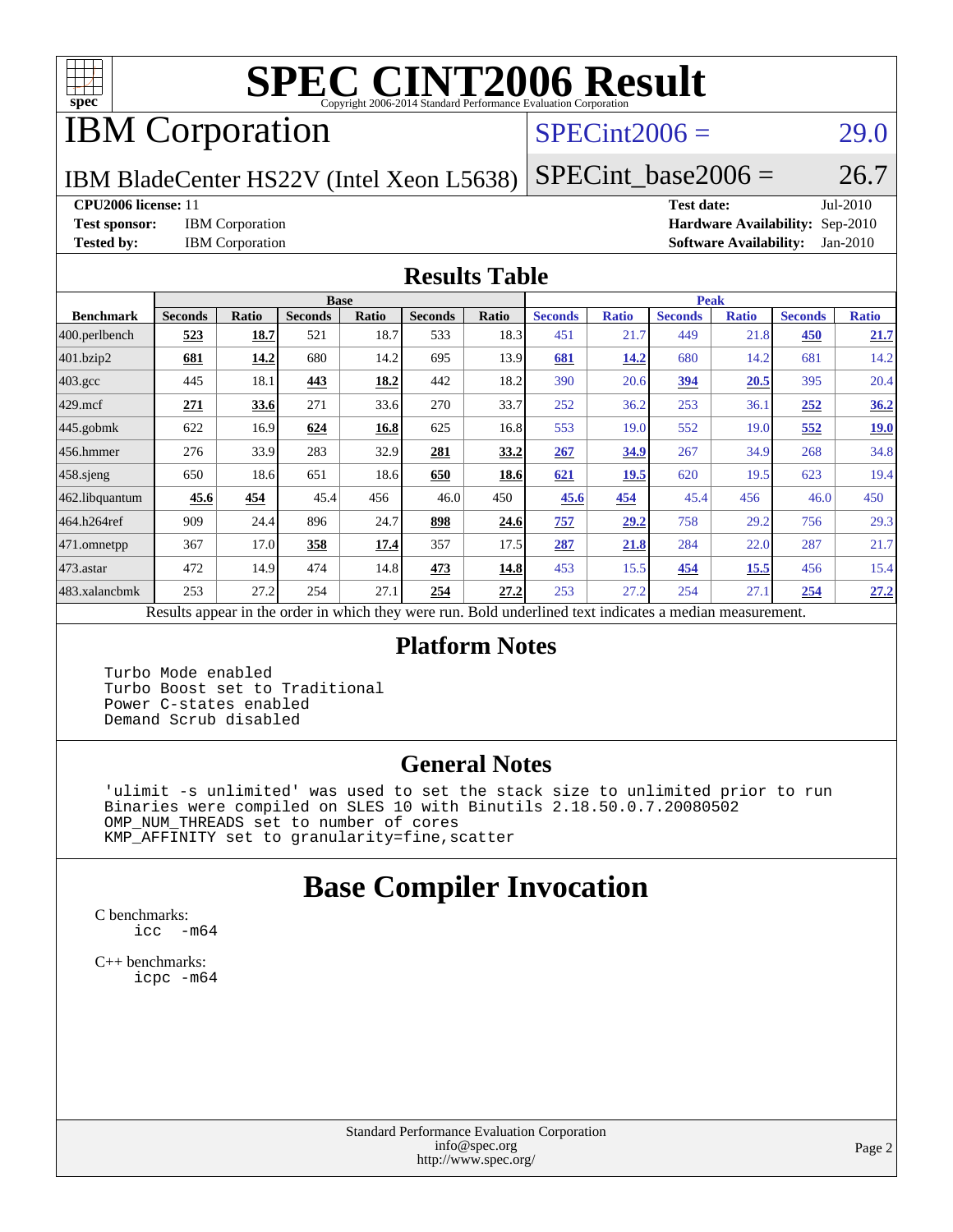# SPEC CINT2006 Result

Copyright 2006-2014 Standard Performance Evaluation Corporation

# IBM Corporation

IBM BladeCenter HS22V (Intel Xeon L5638)

SPECint2006 = 29.0

SPECint_base2006 = 26.7

**CPU2006 license:** 11

**Test sponsor:** IBM Corporation

**Tested by:** IBM Corporation

**Test date:** Jul-2010

**Hardware Availability:** Sep-2010

**Software Availability:** Jan-2010

## Results Table

| Benchmark | Base | | | | | | Peak | | | | | |
|---|---|---|---|---|---|---|---|---|---|---|---|---|
| | Seconds | Ratio | Seconds | Ratio | Seconds | Ratio | Seconds | Ratio | Seconds | Ratio | Seconds | Ratio |
| 400.perlbench | **523** | **18.7** | 521 | 18.7 | 533 | 18.3 | 451 | 21.7 | 449 | 21.8 | **450** | **21.7** |
| 401.bzip2 | **681** | **14.2** | 680 | 14.2 | 695 | 13.9 | **681** | **14.2** | 680 | 14.2 | 681 | 14.2 |
| 403.gcc | 445 | 18.1 | **443** | **18.2** | 442 | 18.2 | 390 | 20.6 | **394** | **20.5** | 395 | 20.4 |
| 429.mcf | **271** | **33.6** | 271 | 33.6 | 270 | 33.7 | 252 | 36.2 | 253 | 36.1 | **252** | **36.2** |
| 445.gobmk | 622 | 16.9 | **624** | **16.8** | 625 | 16.8 | 553 | 19.0 | 552 | 19.0 | **552** | **19.0** |
| 456.hmmer | 276 | 33.9 | 283 | 32.9 | **281** | **33.2** | **267** | **34.9** | 267 | 34.9 | 268 | 34.8 |
| 458.sjeng | 650 | 18.6 | 651 | 18.6 | **650** | **18.6** | **621** | **19.5** | 620 | 19.5 | 623 | 19.4 |
| 462.libquantum | **45.6** | **454** | 45.4 | 456 | 46.0 | 450 | **45.6** | **454** | 45.4 | 456 | 46.0 | 450 |
| 464.h264ref | 909 | 24.4 | 896 | 24.7 | **898** | **24.6** | **757** | **29.2** | 758 | 29.2 | 756 | 29.3 |
| 471.omnetpp | 367 | 17.0 | **358** | **17.4** | 357 | 17.5 | **287** | **21.8** | 284 | 22.0 | 287 | 21.7 |
| 473.astar | 472 | 14.9 | 474 | 14.8 | **473** | **14.8** | 453 | 15.5 | **454** | **15.5** | 456 | 15.4 |
| 483.xalancbmk | 253 | 27.2 | 254 | 27.1 | **254** | **27.2** | 253 | 27.2 | 254 | 27.1 | **254** | **27.2** |

Results appear in the order in which they were run. Bold underlined text indicates a median measurement.

## Platform Notes

```
Turbo Mode enabled
Turbo Boost set to Traditional
Power C-states enabled
Demand Scrub disabled
```

## General Notes

```
'ulimit -s unlimited' was used to set the stack size to unlimited prior to run
Binaries were compiled on SLES 10 with Binutils 2.18.50.0.7.20080502
OMP_NUM_THREADS set to number of cores
KMP_AFFINITY set to granularity=fine,scatter
```

# Base Compiler Invocation

C benchmarks:
```
icc  -m64
```

C++ benchmarks:
```
icpc -m64
```

Standard Performance Evaluation Corporation
info@spec.org
http://www.spec.org/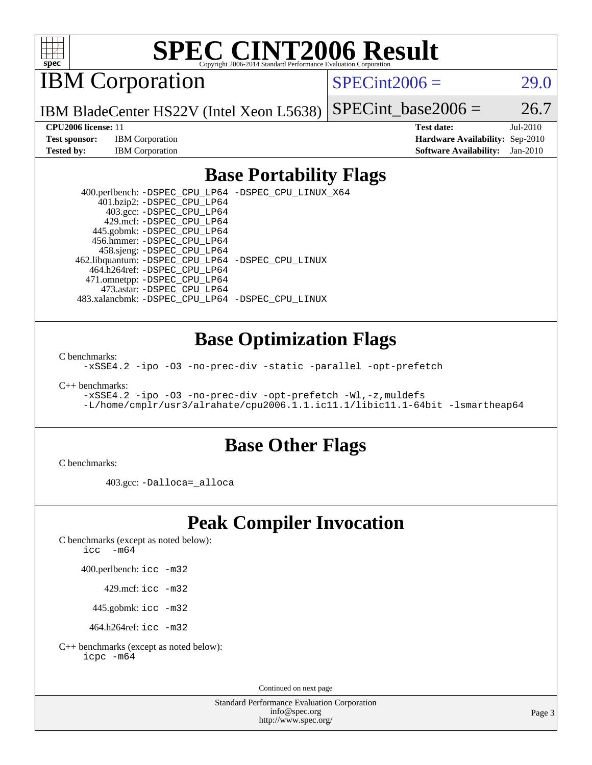# SPEC CINT2006 Result

Copyright 2006-2014 Standard Performance Evaluation Corporation

## IBM Corporation

IBM BladeCenter HS22V (Intel Xeon L5638)

SPECint2006 = 29.0

SPECint_base2006 = 26.7

| | | | |
|---|---|---|---|
| **CPU2006 license:** | 11 | **Test date:** | Jul-2010 |
| **Test sponsor:** | IBM Corporation | **Hardware Availability:** | Sep-2010 |
| **Tested by:** | IBM Corporation | **Software Availability:** | Jan-2010 |

## Base Portability Flags

400.perlbench: `-DSPEC_CPU_LP64 -DSPEC_CPU_LINUX_X64`
401.bzip2: `-DSPEC_CPU_LP64`
403.gcc: `-DSPEC_CPU_LP64`
429.mcf: `-DSPEC_CPU_LP64`
445.gobmk: `-DSPEC_CPU_LP64`
456.hmmer: `-DSPEC_CPU_LP64`
458.sjeng: `-DSPEC_CPU_LP64`
462.libquantum: `-DSPEC_CPU_LP64 -DSPEC_CPU_LINUX`
464.h264ref: `-DSPEC_CPU_LP64`
471.omnetpp: `-DSPEC_CPU_LP64`
473.astar: `-DSPEC_CPU_LP64`
483.xalancbmk: `-DSPEC_CPU_LP64 -DSPEC_CPU_LINUX`

## Base Optimization Flags

C benchmarks:

```
-xSSE4.2 -ipo -O3 -no-prec-div -static -parallel -opt-prefetch
```

C++ benchmarks:

```
-xSSE4.2 -ipo -O3 -no-prec-div -opt-prefetch -Wl,-z,muldefs
-L/home/cmplr/usr3/alrahate/cpu2006.1.1.ic11.1/libic11.1-64bit -lsmartheap64
```

## Base Other Flags

C benchmarks:

403.gcc: `-Dalloca=_alloca`

## Peak Compiler Invocation

C benchmarks (except as noted below):

```
icc  -m64
```

400.perlbench: `icc -m32`

429.mcf: `icc -m32`

445.gobmk: `icc -m32`

464.h264ref: `icc -m32`

C++ benchmarks (except as noted below):

```
icpc -m64
```

Continued on next page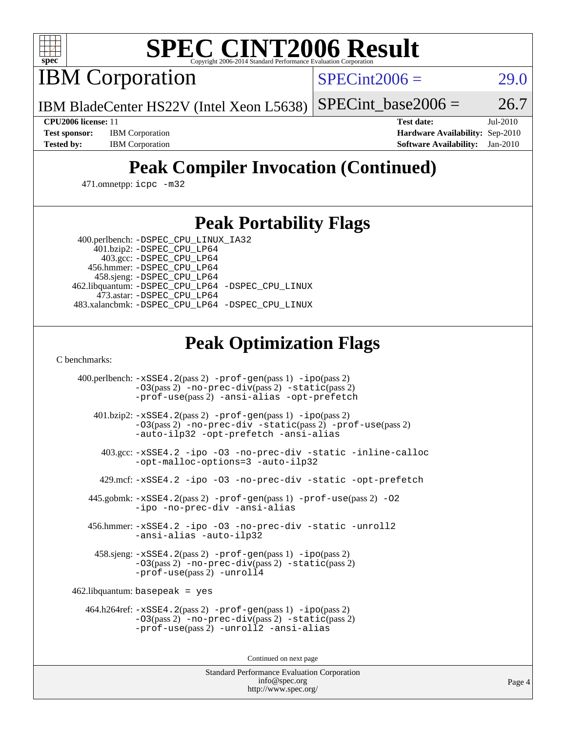# SPEC CINT2006 Result

Copyright 2006-2014 Standard Performance Evaluation Corporation

## IBM Corporation

IBM BladeCenter HS22V (Intel Xeon L5638)

SPECint2006 = 29.0

SPECint_base2006 = 26.7

| | | | |
|---|---|---|---|
| **CPU2006 license:** | 11 | **Test date:** | Jul-2010 |
| **Test sponsor:** | IBM Corporation | **Hardware Availability:** | Sep-2010 |
| **Tested by:** | IBM Corporation | **Software Availability:** | Jan-2010 |

## Peak Compiler Invocation (Continued)

471.omnetpp: `icpc -m32`

## Peak Portability Flags

400.perlbench: `-DSPEC_CPU_LINUX_IA32`
401.bzip2: `-DSPEC_CPU_LP64`
403.gcc: `-DSPEC_CPU_LP64`
456.hmmer: `-DSPEC_CPU_LP64`
458.sjeng: `-DSPEC_CPU_LP64`
462.libquantum: `-DSPEC_CPU_LP64 -DSPEC_CPU_LINUX`
473.astar: `-DSPEC_CPU_LP64`
483.xalancbmk: `-DSPEC_CPU_LP64 -DSPEC_CPU_LINUX`

## Peak Optimization Flags

C benchmarks:

400.perlbench: `-xSSE4.2`(pass 2) `-prof-gen`(pass 1) `-ipo`(pass 2) `-O3`(pass 2) `-no-prec-div`(pass 2) `-static`(pass 2) `-prof-use`(pass 2) `-ansi-alias -opt-prefetch`

401.bzip2: `-xSSE4.2`(pass 2) `-prof-gen`(pass 1) `-ipo`(pass 2) `-O3`(pass 2) `-no-prec-div -static`(pass 2) `-prof-use`(pass 2) `-auto-ilp32 -opt-prefetch -ansi-alias`

403.gcc: `-xSSE4.2 -ipo -O3 -no-prec-div -static -inline-calloc -opt-malloc-options=3 -auto-ilp32`

429.mcf: `-xSSE4.2 -ipo -O3 -no-prec-div -static -opt-prefetch`

445.gobmk: `-xSSE4.2`(pass 2) `-prof-gen`(pass 1) `-prof-use`(pass 2) `-O2 -ipo -no-prec-div -ansi-alias`

456.hmmer: `-xSSE4.2 -ipo -O3 -no-prec-div -static -unroll2 -ansi-alias -auto-ilp32`

458.sjeng: `-xSSE4.2`(pass 2) `-prof-gen`(pass 1) `-ipo`(pass 2) `-O3`(pass 2) `-no-prec-div`(pass 2) `-static`(pass 2) `-prof-use`(pass 2) `-unroll4`

462.libquantum: `basepeak = yes`

464.h264ref: `-xSSE4.2`(pass 2) `-prof-gen`(pass 1) `-ipo`(pass 2) `-O3`(pass 2) `-no-prec-div`(pass 2) `-static`(pass 2) `-prof-use`(pass 2) `-unroll2 -ansi-alias`

Continued on next page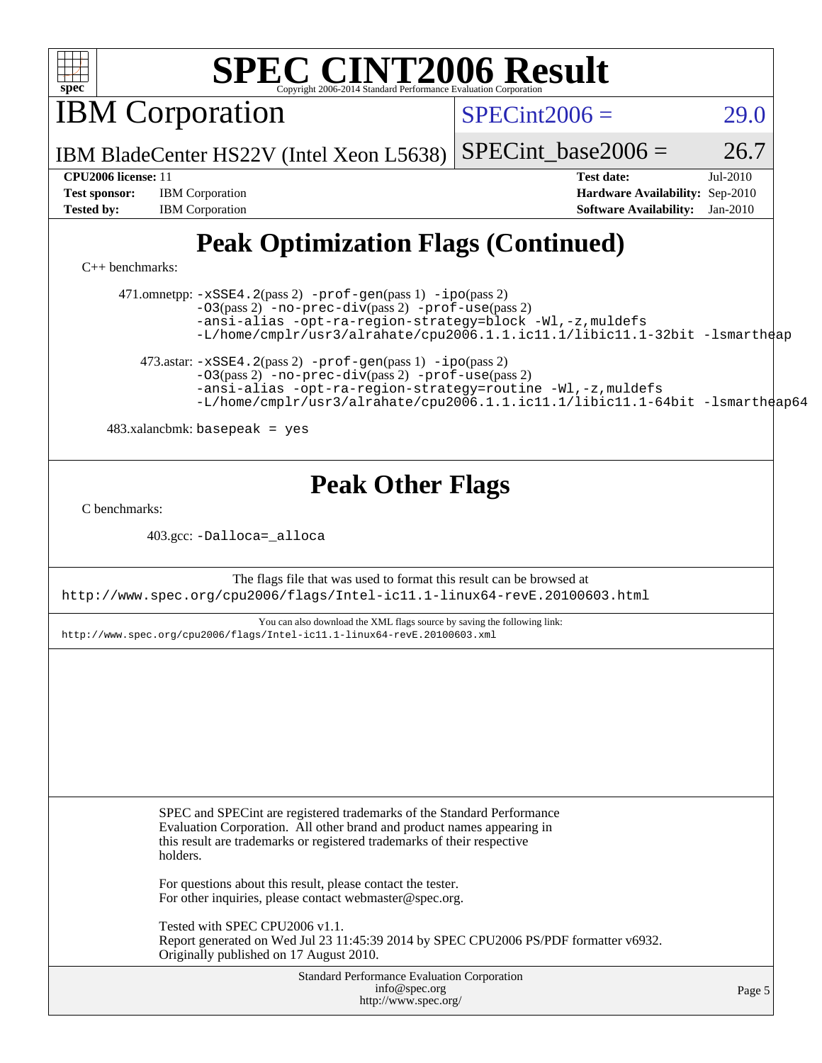# SPEC CINT2006 Result

Copyright 2006-2014 Standard Performance Evaluation Corporation

IBM Corporation

IBM BladeCenter HS22V (Intel Xeon L5638)

SPECint2006 = 29.0

SPECint_base2006 = 26.7

**CPU2006 license:** 11
**Test sponsor:** IBM Corporation
**Tested by:** IBM Corporation

**Test date:** Jul-2010
**Hardware Availability:** Sep-2010
**Software Availability:** Jan-2010

## Peak Optimization Flags (Continued)

C++ benchmarks:

471.omnetpp: -xSSE4.2(pass 2) -prof-gen(pass 1) -ipo(pass 2) -O3(pass 2) -no-prec-div(pass 2) -prof-use(pass 2) -ansi-alias -opt-ra-region-strategy=block -Wl,-z,muldefs -L/home/cmplr/usr3/alrahate/cpu2006.1.1.ic11.1/libic11.1-32bit -lsmartheap

473.astar: -xSSE4.2(pass 2) -prof-gen(pass 1) -ipo(pass 2) -O3(pass 2) -no-prec-div(pass 2) -prof-use(pass 2) -ansi-alias -opt-ra-region-strategy=routine -Wl,-z,muldefs -L/home/cmplr/usr3/alrahate/cpu2006.1.1.ic11.1/libic11.1-64bit -lsmartheap64

483.xalancbmk: basepeak = yes

## Peak Other Flags

C benchmarks:

403.gcc: -Dalloca=_alloca

The flags file that was used to format this result can be browsed at
http://www.spec.org/cpu2006/flags/Intel-ic11.1-linux64-revE.20100603.html

You can also download the XML flags source by saving the following link:
http://www.spec.org/cpu2006/flags/Intel-ic11.1-linux64-revE.20100603.xml

SPEC and SPECint are registered trademarks of the Standard Performance Evaluation Corporation. All other brand and product names appearing in this result are trademarks or registered trademarks of their respective holders.

For questions about this result, please contact the tester.
For other inquiries, please contact webmaster@spec.org.

Tested with SPEC CPU2006 v1.1.
Report generated on Wed Jul 23 11:45:39 2014 by SPEC CPU2006 PS/PDF formatter v6932.
Originally published on 17 August 2010.

Standard Performance Evaluation Corporation
info@spec.org
http://www.spec.org/